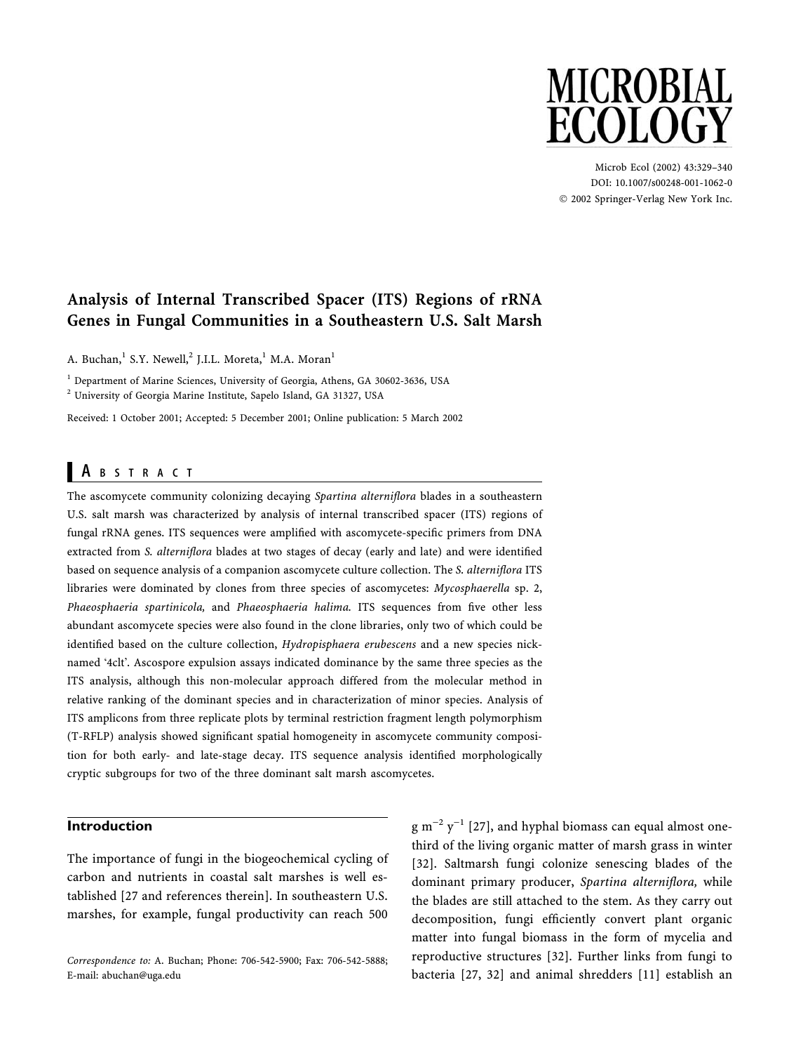# Analysis of Internal Transcribed Spacer (ITS) Regions of rRNA Genes in Fungal Communities in a Southeastern U.S. Salt Marsh

A. Buchan,[1] S.Y. Newell,[2] J.I.L. Moreta,[1] M.A. Moran[1]

[1] Department of Marine Sciences, University of Georgia, Athens, GA 30602-3636, USA

[2] University of Georgia Marine Institute, Sapelo Island, GA 31327, USA

Received: 1 October 2001; Accepted: 5 December 2001; Online publication: 5 March 2002

## Abstract

The ascomycete community colonizing decaying *Spartina alterniflora* blades in a southeastern U.S. salt marsh was characterized by analysis of internal transcribed spacer (ITS) regions of fungal rRNA genes. ITS sequences were amplified with ascomycete-specific primers from DNA extracted from *S. alterniflora* blades at two stages of decay (early and late) and were identified based on sequence analysis of a companion ascomycete culture collection. The *S. alterniflora* ITS libraries were dominated by clones from three species of ascomycetes: *Mycosphaerella* sp. 2, *Phaeosphaeria spartinicola,* and *Phaeosphaeria halima.* ITS sequences from five other less abundant ascomycete species were also found in the clone libraries, only two of which could be identified based on the culture collection, *Hydropisphaera erubescens* and a new species nicknamed '4clt'. Ascospore expulsion assays indicated dominance by the same three species as the ITS analysis, although this non-molecular approach differed from the molecular method in relative ranking of the dominant species and in characterization of minor species. Analysis of ITS amplicons from three replicate plots by terminal restriction fragment length polymorphism (T-RFLP) analysis showed significant spatial homogeneity in ascomycete community composition for both early- and late-stage decay. ITS sequence analysis identified morphologically cryptic subgroups for two of the three dominant salt marsh ascomycetes.

## Introduction

The importance of fungi in the biogeochemical cycling of carbon and nutrients in coastal salt marshes is well established [27 and references therein]. In southeastern U.S. marshes, for example, fungal productivity can reach 500 g $m^{-2}$ $y^{-1}$ [27], and hyphal biomass can equal almost one-third of the living organic matter of marsh grass in winter [32]. Saltmarsh fungi colonize senescing blades of the dominant primary producer, *Spartina alterniflora,* while the blades are still attached to the stem. As they carry out decomposition, fungi efficiently convert plant organic matter into fungal biomass in the form of mycelia and reproductive structures [32]. Further links from fungi to bacteria [27, 32] and animal shredders [11] establish an

*Correspondence to:* A. Buchan; Phone: 706-542-5900; Fax: 706-542-5888; E-mail: abuchan@uga.edu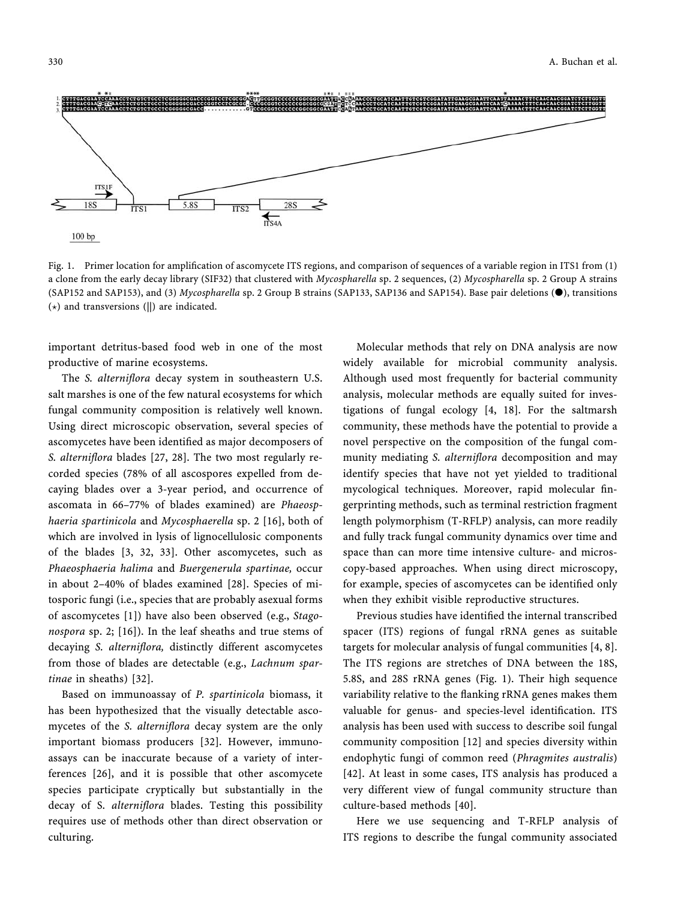Fig. 1. Primer location for amplification of ascomycete ITS regions, and comparison of sequences of a variable region in ITS1 from (1) a clone from the early decay library (SIF32) that clustered with *Mycosphaerella* sp. 2 sequences, (2) *Mycosphaerella* sp. 2 Group A strains (SAP152 and SAP153), and (3) *Mycosphaerella* sp. 2 Group B strains (SAP133, SAP136 and SAP154). Base pair deletions (●), transitions (⋆) and transversions (||) are indicated.

important detritus-based food web in one of the most productive of marine ecosystems.

The *S. alterniflora* decay system in southeastern U.S. salt marshes is one of the few natural ecosystems for which fungal community composition is relatively well known. Using direct microscopic observation, several species of ascomycetes have been identified as major decomposers of *S. alterniflora* blades [27, 28]. The two most regularly recorded species (78% of all ascospores expelled from decaying blades over a 3-year period, and occurrence of ascomata in 66–77% of blades examined) are *Phaeosphaeria spartinicola* and *Mycosphaerella* sp. 2 [16], both of which are involved in lysis of lignocellulosic components of the blades [3, 32, 33]. Other ascomycetes, such as *Phaeosphaeria halima* and *Buergenerula spartinae,* occur in about 2–40% of blades examined [28]. Species of mitosporic fungi (i.e., species that are probably asexual forms of ascomycetes [1]) have also been observed (e.g., *Stagonospora* sp. 2; [16]). In the leaf sheaths and true stems of decaying *S. alterniflora,* distinctly different ascomycetes from those of blades are detectable (e.g., *Lachnum spartinae* in sheaths) [32].

Based on immunoassay of *P. spartinicola* biomass, it has been hypothesized that the visually detectable ascomycetes of the *S. alterniflora* decay system are the only important biomass producers [32]. However, immunoassays can be inaccurate because of a variety of interferences [26], and it is possible that other ascomycete species participate cryptically but substantially in the decay of S. *alterniflora* blades. Testing this possibility requires use of methods other than direct observation or culturing.

Molecular methods that rely on DNA analysis are now widely available for microbial community analysis. Although used most frequently for bacterial community analysis, molecular methods are equally suited for investigations of fungal ecology [4, 18]. For the saltmarsh community, these methods have the potential to provide a novel perspective on the composition of the fungal community mediating *S. alterniflora* decomposition and may identify species that have not yet yielded to traditional mycological techniques. Moreover, rapid molecular fingerprinting methods, such as terminal restriction fragment length polymorphism (T-RFLP) analysis, can more readily and fully track fungal community dynamics over time and space than can more time intensive culture- and microscopy-based approaches. When using direct microscopy, for example, species of ascomycetes can be identified only when they exhibit visible reproductive structures.

Previous studies have identified the internal transcribed spacer (ITS) regions of fungal rRNA genes as suitable targets for molecular analysis of fungal communities [4, 8]. The ITS regions are stretches of DNA between the 18S, 5.8S, and 28S rRNA genes (Fig. 1). Their high sequence variability relative to the flanking rRNA genes makes them valuable for genus- and species-level identification. ITS analysis has been used with success to describe soil fungal community composition [12] and species diversity within endophytic fungi of common reed (*Phragmites australis*) [42]. At least in some cases, ITS analysis has produced a very different view of fungal community structure than culture-based methods [40].

Here we use sequencing and T-RFLP analysis of ITS regions to describe the fungal community associated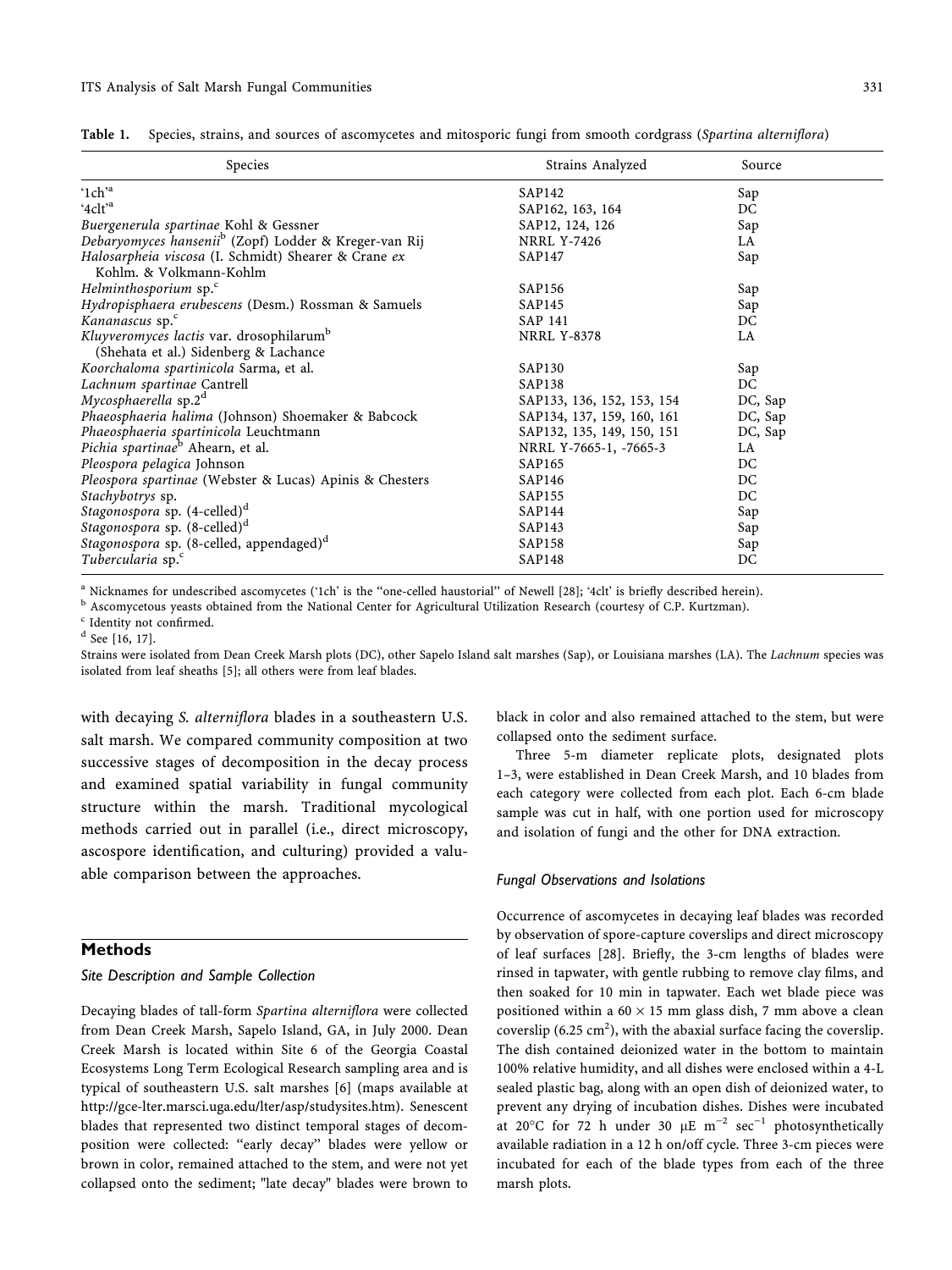**Table 1.** Species, strains, and sources of ascomycetes and mitosporic fungi from smooth cordgrass (*Spartina alterniflora*)

| Species | Strains Analyzed | Source |
|---|---|---|
| '1ch'[a] | SAP142 | Sap |
| '4clt'[a] | SAP162, 163, 164 | DC |
| *Buergenerula spartinae* Kohl & Gessner | SAP12, 124, 126 | Sap |
| *Debaryomyces hansenii*[b] (Zopf) Lodder & Kreger-van Rij | NRRL Y-7426 | LA |
| *Halosarpheia viscosa* (I. Schmidt) Shearer & Crane *ex* Kohlm. & Volkmann-Kohlm | SAP147 | Sap |
| *Helminthosporium* sp.[c] | SAP156 | Sap |
| *Hydropisphaera erubescens* (Desm.) Rossman & Samuels | SAP145 | Sap |
| *Kananascus* sp.[c] | SAP 141 | DC |
| *Kluyveromyces lactis* var. drosophilarum[b] (Shehata et al.) Sidenberg & Lachance | NRRL Y-8378 | LA |
| *Koorchaloma spartinicola* Sarma, et al. | SAP130 | Sap |
| *Lachnum spartinae* Cantrell | SAP138 | DC |
| *Mycosphaerella* sp.2[d] | SAP133, 136, 152, 153, 154 | DC, Sap |
| *Phaeosphaeria halima* (Johnson) Shoemaker & Babcock | SAP134, 137, 159, 160, 161 | DC, Sap |
| *Phaeosphaeria spartinicola* Leuchtmann | SAP132, 135, 149, 150, 151 | DC, Sap |
| *Pichia spartinae*[b] Ahearn, et al. | NRRL Y-7665-1, -7665-3 | LA |
| *Pleospora pelagica* Johnson | SAP165 | DC |
| *Pleospora spartinae* (Webster & Lucas) Apinis & Chesters | SAP146 | DC |
| *Stachybotrys* sp. | SAP155 | DC |
| *Stagonospora* sp. (4-celled)[d] | SAP144 | Sap |
| *Stagonospora* sp. (8-celled)[d] | SAP143 | Sap |
| *Stagonospora* sp. (8-celled, appendaged)[d] | SAP158 | Sap |
| *Tubercularia* sp.[c] | SAP148 | DC |

[a] Nicknames for undescribed ascomycetes ('1ch' is the "one-celled haustorial" of Newell [28]; '4clt' is briefly described herein).
[b] Ascomycetous yeasts obtained from the National Center for Agricultural Utilization Research (courtesy of C.P. Kurtzman).
[c] Identity not confirmed.
[d] See [16, 17].
Strains were isolated from Dean Creek Marsh plots (DC), other Sapelo Island salt marshes (Sap), or Louisiana marshes (LA). The *Lachnum* species was isolated from leaf sheaths [5]; all others were from leaf blades.

with decaying *S. alterniflora* blades in a southeastern U.S. salt marsh. We compared community composition at two successive stages of decomposition in the decay process and examined spatial variability in fungal community structure within the marsh. Traditional mycological methods carried out in parallel (i.e., direct microscopy, ascospore identification, and culturing) provided a valuable comparison between the approaches.

## Methods

### Site Description and Sample Collection

Decaying blades of tall-form *Spartina alterniflora* were collected from Dean Creek Marsh, Sapelo Island, GA, in July 2000. Dean Creek Marsh is located within Site 6 of the Georgia Coastal Ecosystems Long Term Ecological Research sampling area and is typical of southeastern U.S. salt marshes [6] (maps available at http://gce-lter.marsci.uga.edu/lter/asp/studysites.htm). Senescent blades that represented two distinct temporal stages of decomposition were collected: "early decay" blades were yellow or brown in color, remained attached to the stem, and were not yet collapsed onto the sediment; "late decay" blades were brown to black in color and also remained attached to the stem, but were collapsed onto the sediment surface.

Three 5-m diameter replicate plots, designated plots 1–3, were established in Dean Creek Marsh, and 10 blades from each category were collected from each plot. Each 6-cm blade sample was cut in half, with one portion used for microscopy and isolation of fungi and the other for DNA extraction.

### Fungal Observations and Isolations

Occurrence of ascomycetes in decaying leaf blades was recorded by observation of spore-capture coverslips and direct microscopy of leaf surfaces [28]. Briefly, the 3-cm lengths of blades were rinsed in tapwater, with gentle rubbing to remove clay films, and then soaked for 10 min in tapwater. Each wet blade piece was positioned within a $60 \times 15$ mm glass dish, 7 mm above a clean coverslip (6.25 $cm^2$), with the abaxial surface facing the coverslip. The dish contained deionized water in the bottom to maintain 100% relative humidity, and all dishes were enclosed within a 4-L sealed plastic bag, along with an open dish of deionized water, to prevent any drying of incubation dishes. Dishes were incubated at 20°C for 72 h under 30 $\mu E\ m^{-2}\ sec^{-1}$ photosynthetically available radiation in a 12 h on/off cycle. Three 3-cm pieces were incubated for each of the blade types from each of the three marsh plots.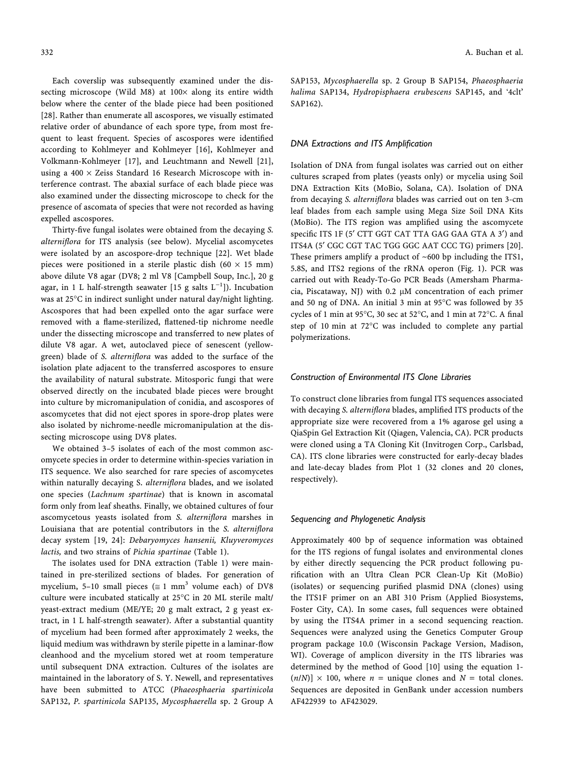Each coverslip was subsequently examined under the dissecting microscope (Wild M8) at 100× along its entire width below where the center of the blade piece had been positioned [28]. Rather than enumerate all ascospores, we visually estimated relative order of abundance of each spore type, from most frequent to least frequent. Species of ascospores were identified according to Kohlmeyer and Kohlmeyer [16], Kohlmeyer and Volkmann-Kohlmeyer [17], and Leuchtmann and Newell [21], using a 400 × Zeiss Standard 16 Research Microscope with interference contrast. The abaxial surface of each blade piece was also examined under the dissecting microscope to check for the presence of ascomata of species that were not recorded as having expelled ascospores.

Thirty-five fungal isolates were obtained from the decaying *S. alterniflora* for ITS analysis (see below). Mycelial ascomycetes were isolated by an ascospore-drop technique [22]. Wet blade pieces were positioned in a sterile plastic dish (60 × 15 mm) above dilute V8 agar (DV8; 2 ml V8 [Campbell Soup, Inc.], 20 g agar, in 1 L half-strength seawater [15 g salts $L^{-1}$]). Incubation was at 25°C in indirect sunlight under natural day/night lighting. Ascospores that had been expelled onto the agar surface were removed with a flame-sterilized, flattened-tip nichrome needle under the dissecting microscope and transferred to new plates of dilute V8 agar. A wet, autoclaved piece of senescent (yellow-green) blade of *S. alterniflora* was added to the surface of the isolation plate adjacent to the transferred ascospores to ensure the availability of natural substrate. Mitosporic fungi that were observed directly on the incubated blade pieces were brought into culture by micromanipulation of conidia, and ascospores of ascomycetes that did not eject spores in spore-drop plates were also isolated by nichrome-needle micromanipulation at the dissecting microscope using DV8 plates.

We obtained 3–5 isolates of each of the most common ascomycete species in order to determine within-species variation in ITS sequence. We also searched for rare species of ascomycetes within naturally decaying S. *alterniflora* blades, and we isolated one species (*Lachnum spartinae*) that is known in ascomatal form only from leaf sheaths. Finally, we obtained cultures of four ascomycetous yeasts isolated from *S. alterniflora* marshes in Louisiana that are potential contributors in the *S. alterniflora* decay system [19, 24]: *Debaryomyces hansenii, Kluyveromyces lactis,* and two strains of *Pichia spartinae* (Table 1).

The isolates used for DNA extraction (Table 1) were maintained in pre-sterilized sections of blades. For generation of mycelium, 5–10 small pieces (≅ 1 $mm^3$ volume each) of DV8 culture were incubated statically at 25°C in 20 ML sterile malt/yeast-extract medium (ME/YE; 20 g malt extract, 2 g yeast extract, in 1 L half-strength seawater). After a substantial quantity of mycelium had been formed after approximately 2 weeks, the liquid medium was withdrawn by sterile pipette in a laminar-flow cleanhood and the mycelium stored wet at room temperature until subsequent DNA extraction. Cultures of the isolates are maintained in the laboratory of S. Y. Newell, and representatives have been submitted to ATCC (*Phaeosphaeria spartinicola* SAP132, *P. spartinicola* SAP135, *Mycosphaerella* sp. 2 Group A SAP153, *Mycosphaerella* sp. 2 Group B SAP154, *Phaeosphaeria halima* SAP134, *Hydropisphaera erubescens* SAP145, and '4clt' SAP162).

### DNA Extractions and ITS Amplification

Isolation of DNA from fungal isolates was carried out on either cultures scraped from plates (yeasts only) or mycelia using Soil DNA Extraction Kits (MoBio, Solana, CA). Isolation of DNA from decaying *S. alterniflora* blades was carried out on ten 3-cm leaf blades from each sample using Mega Size Soil DNA Kits (MoBio). The ITS region was amplified using the ascomycete specific ITS 1F (5′ CTT GGT CAT TTA GAG GAA GTA A 3′) and ITS4A (5′ CGC CGT TAC TGG GGC AAT CCC TG) primers [20]. These primers amplify a product of ~600 bp including the ITS1, 5.8S, and ITS2 regions of the rRNA operon (Fig. 1). PCR was carried out with Ready-To-Go PCR Beads (Amersham Pharmacia, Piscataway, NJ) with 0.2 μM concentration of each primer and 50 ng of DNA. An initial 3 min at 95°C was followed by 35 cycles of 1 min at 95°C, 30 sec at 52°C, and 1 min at 72°C. A final step of 10 min at 72°C was included to complete any partial polymerizations.

### Construction of Environmental ITS Clone Libraries

To construct clone libraries from fungal ITS sequences associated with decaying *S. alterniflora* blades, amplified ITS products of the appropriate size were recovered from a 1% agarose gel using a QiaSpin Gel Extraction Kit (Qiagen, Valencia, CA). PCR products were cloned using a TA Cloning Kit (Invitrogen Corp., Carlsbad, CA). ITS clone libraries were constructed for early-decay blades and late-decay blades from Plot 1 (32 clones and 20 clones, respectively).

### Sequencing and Phylogenetic Analysis

Approximately 400 bp of sequence information was obtained for the ITS regions of fungal isolates and environmental clones by either directly sequencing the PCR product following purification with an Ultra Clean PCR Clean-Up Kit (MoBio) (isolates) or sequencing purified plasmid DNA (clones) using the ITS1F primer on an ABI 310 Prism (Applied Biosystems, Foster City, CA). In some cases, full sequences were obtained by using the ITS4A primer in a second sequencing reaction. Sequences were analyzed using the Genetics Computer Group program package 10.0 (Wisconsin Package Version, Madison, WI). Coverage of amplicon diversity in the ITS libraries was determined by the method of Good [10] using the equation $1-(n/N)] \times 100$, where $n$ = unique clones and $N$ = total clones. Sequences are deposited in GenBank under accession numbers AF422939 to AF423029.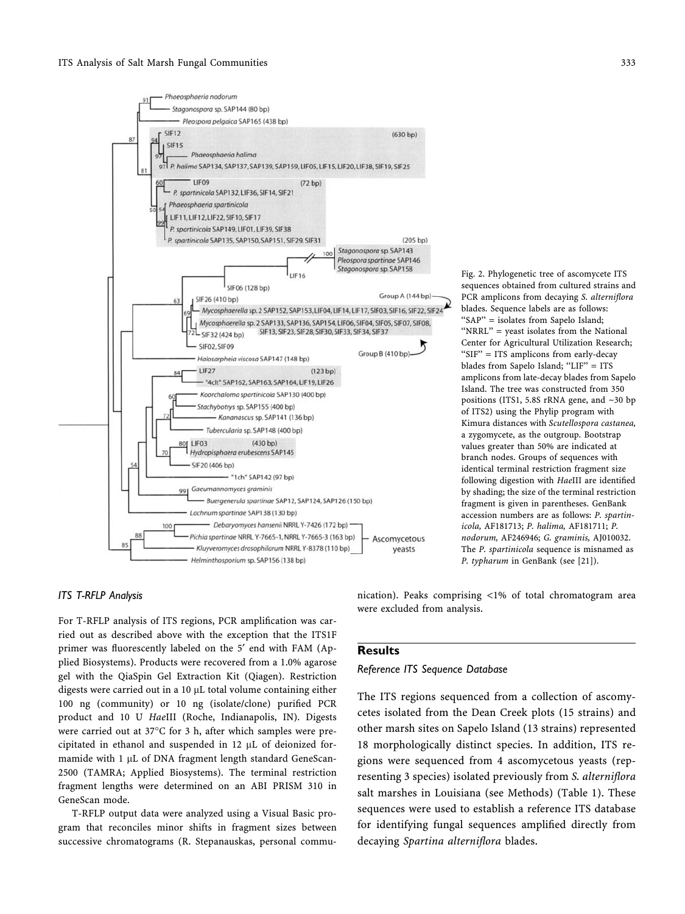Phaeosphaeria nodorum

Stagonospora sp. SAP144 (80 bp)

Pleospora pelgaica SAP165 (438 bp)

SIF12 (630 bp)

SIF15

Phaeosphaeria halima

P. halima SAP134, SAP137, SAP139, SAP159, LIF05, LIF15, LIF20, LIF38, SIF19, SIF25

LIF09 (72 bp)

P. spartinicola SAP132, LIF36, SIF14, SIF21

Phaeosphaeria spartinicola

LIF11, LIF12, LIF22, SIF10, SIF17

P. spartinicola SAP149, LIF01, LIF39, SIF38

P. spartinicola SAP135, SAP150, SAP151, SIF29, SIF31

(205 bp)

Stagonospora sp. SAP143

Pleospora spartinae SAP146

Stagonospora sp. SAP158

LIF16

SIF06 (128 bp)

Group A (144 bp)

SIF26 (410 bp)

Mycosphaerella sp. 2 SAP152, SAP153, LIF04, LIF14, LIF17, SIF03, SIF16, SIF22, SIF24

Mycosphaerella sp. 2 SAP133, SAP136, SAP154, LIF06, SIF04, SIF05, SIF07, SIF08, SIF13, SIF23, SIF28, SIF30, SIF33, SIF34, SIF37

SIF32 (424 bp)

SIF02, SIF09

Group B (410 bp)

Halosarpheia viscosa SAP147 (148 bp)

LIF27 (123 bp)

"4clt" SAP162, SAP163, SAP164, LIF19, LIF26

Koorchaloma spartinicola SAP130 (400 bp)

Stachybotrys sp. SAP155 (400 bp)

Kananascus sp. SAP141 (136 bp)

Tubercularia sp. SAP148 (400 bp)

LIF03 (430 bp)

Hydropisphaera erubescens SAP145

SIF20 (406 bp)

"1ch" SAP142 (97 bp)

Gaeumannomyces graminis

Buergenerula spartinae SAP12, SAP124, SAP126 (150 bp)

Lachnum spartinae SAP138 (130 bp)

Debaryomyces hansenii NRRL Y-7426 (172 bp)

Pichia spartinae NRRL Y-7665-1, NRRL Y-7665-3 (163 bp)

Kluyveromyces drosophilarum NRRL Y-8378 (110 bp)

Ascomycetous yeasts

Helminthosporium sp. SAP156 (138 bp)

91 87 94 97 97 81 60 50 54 99 100 63 69 72 84 60 72 80 70 54 99 100 88 85

Fig. 2. Phylogenetic tree of ascomycete ITS sequences obtained from cultured strains and PCR amplicons from decaying *S. alterniflora* blades. Sequence labels are as follows: "SAP" = isolates from Sapelo Island; "NRRL" = yeast isolates from the National Center for Agricultural Utilization Research; "SIF" = ITS amplicons from early-decay blades from Sapelo Island; "LIF" = ITS amplicons from late-decay blades from Sapelo Island. The tree was constructed from 350 positions (ITS1, 5.8S rRNA gene, and ~30 bp of ITS2) using the Phylip program with Kimura distances with *Scutellospora castanea*, a zygomycete, as the outgroup. Bootstrap values greater than 50% are indicated at branch nodes. Groups of sequences with identical terminal restriction fragment size following digestion with *Hae*III are identified by shading; the size of the terminal restriction fragment is given in parentheses. GenBank accession numbers are as follows: *P. spartinicola*, AF181713; *P. halima*, AF181711; *P. nodorum*, AF246946; *G. graminis*, AJ010032. The *P. spartinicola* sequence is misnamed as *P. typharum* in GenBank (see [21]).

### ITS T-RFLP Analysis

For T-RFLP analysis of ITS regions, PCR amplification was carried out as described above with the exception that the ITS1F primer was fluorescently labeled on the 5′ end with FAM (Applied Biosystems). Products were recovered from a 1.0% agarose gel with the QiaSpin Gel Extraction Kit (Qiagen). Restriction digests were carried out in a 10 μL total volume containing either 100 ng (community) or 10 ng (isolate/clone) purified PCR product and 10 U *Hae*III (Roche, Indianapolis, IN). Digests were carried out at 37°C for 3 h, after which samples were precipitated in ethanol and suspended in 12 μL of deionized formamide with 1 μL of DNA fragment length standard GeneScan-2500 (TAMRA; Applied Biosystems). The terminal restriction fragment lengths were determined on an ABI PRISM 310 in GeneScan mode.

T-RFLP output data were analyzed using a Visual Basic program that reconciles minor shifts in fragment sizes between successive chromatograms (R. Stepanauskas, personal communication). Peaks comprising <1% of total chromatogram area were excluded from analysis.

## Results

### Reference ITS Sequence Database

The ITS regions sequenced from a collection of ascomycetes isolated from the Dean Creek plots (15 strains) and other marsh sites on Sapelo Island (13 strains) represented 18 morphologically distinct species. In addition, ITS regions were sequenced from 4 ascomycetous yeasts (representing 3 species) isolated previously from *S. alterniflora* salt marshes in Louisiana (see Methods) (Table 1). These sequences were used to establish a reference ITS database for identifying fungal sequences amplified directly from decaying *Spartina alterniflora* blades.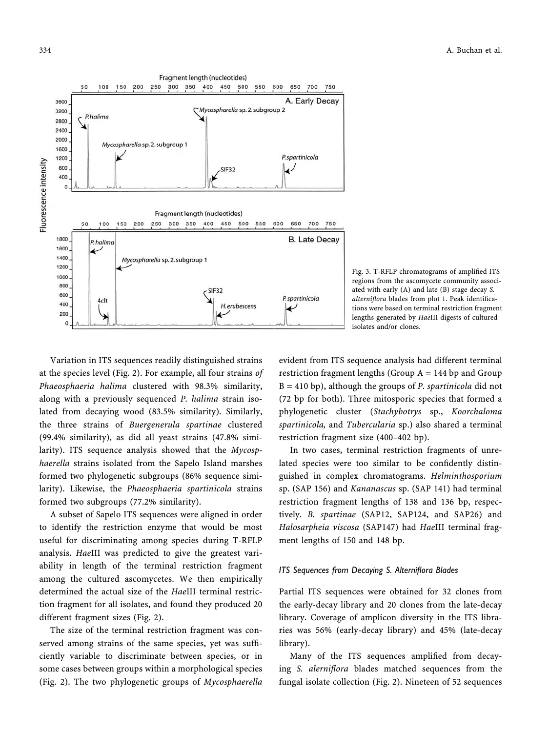Fig. 3. T-RFLP chromatograms of amplified ITS regions from the ascomycete community associated with early (A) and late (B) stage decay *S. alterniflora* blades from plot 1. Peak identifications were based on terminal restriction fragment lengths generated by *Hae*III digests of cultured isolates and/or clones.

Variation in ITS sequences readily distinguished strains at the species level (Fig. 2). For example, all four strains *of Phaeosphaeria halima* clustered with 98.3% similarity, along with a previously sequenced *P. halima* strain isolated from decaying wood (83.5% similarity). Similarly, the three strains of *Buergenerula spartinae* clustered (99.4% similarity), as did all yeast strains (47.8% similarity). ITS sequence analysis showed that the *Mycosphaerella* strains isolated from the Sapelo Island marshes formed two phylogenetic subgroups (86% sequence similarity). Likewise, the *Phaeosphaeria spartinicola* strains formed two subgroups (77.2% similarity).

A subset of Sapelo ITS sequences were aligned in order to identify the restriction enzyme that would be most useful for discriminating among species during T-RFLP analysis. *Hae*III was predicted to give the greatest variability in length of the terminal restriction fragment among the cultured ascomycetes. We then empirically determined the actual size of the *Hae*III terminal restriction fragment for all isolates, and found they produced 20 different fragment sizes (Fig. 2).

The size of the terminal restriction fragment was conserved among strains of the same species, yet was sufficiently variable to discriminate between species, or in some cases between groups within a morphological species (Fig. 2). The two phylogenetic groups of *Mycosphaerella* evident from ITS sequence analysis had different terminal restriction fragment lengths (Group A = 144 bp and Group B = 410 bp), although the groups of *P. spartinicola* did not (72 bp for both). Three mitosporic species that formed a phylogenetic cluster (*Stachybotrys* sp., *Koorchaloma spartinicola,* and *Tubercularia* sp.) also shared a terminal restriction fragment size (400–402 bp).

In two cases, terminal restriction fragments of unrelated species were too similar to be confidently distinguished in complex chromatograms. *Helminthosporium* sp. (SAP 156) and *Kananascus* sp. (SAP 141) had terminal restriction fragment lengths of 138 and 136 bp, respectively. *B. spartinae* (SAP12, SAP124, and SAP26) and *Halosarpheia viscosa* (SAP147) had *Hae*III terminal fragment lengths of 150 and 148 bp.

### *ITS Sequences from Decaying S. Alterniflora Blades*

Partial ITS sequences were obtained for 32 clones from the early-decay library and 20 clones from the late-decay library. Coverage of amplicon diversity in the ITS libraries was 56% (early-decay library) and 45% (late-decay library).

Many of the ITS sequences amplified from decaying *S. alerniflora* blades matched sequences from the fungal isolate collection (Fig. 2). Nineteen of 52 sequences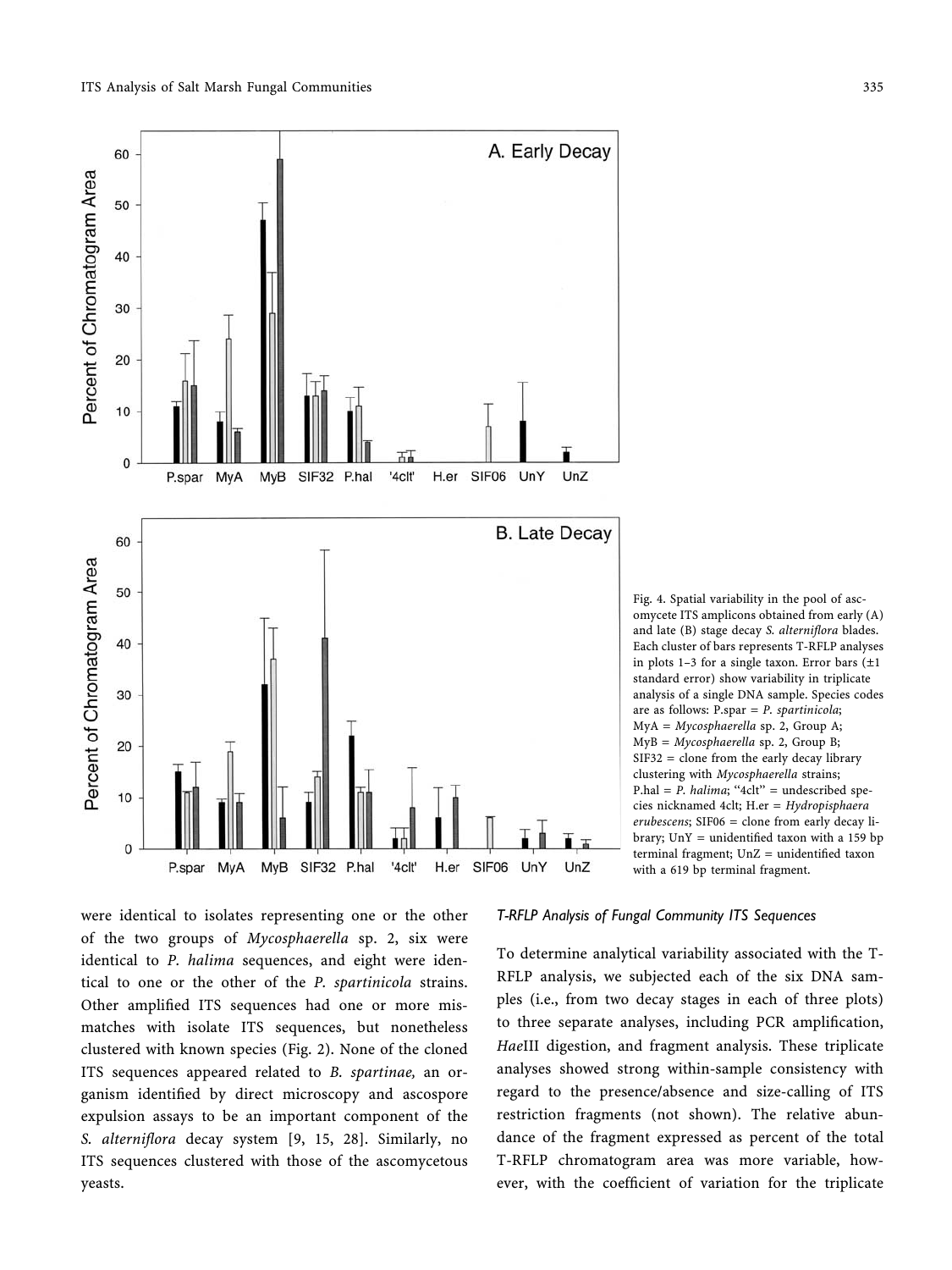A. Early Decay

Percent of Chromatogram Area

0
10
20
30
40
50
60

P.spar MyA MyB SIF32 P.hal '4clt' H.er SIF06 UnY UnZ

B. Late Decay

Percent of Chromatogram Area

0
10
20
30
40
50
60

P.spar MyA MyB SIF32 P.hal '4clt' H.er SIF06 UnY UnZ

Fig. 4. Spatial variability in the pool of ascomycete ITS amplicons obtained from early (A) and late (B) stage decay *S. alterniflora* blades. Each cluster of bars represents T-RFLP analyses in plots 1–3 for a single taxon. Error bars (±1 standard error) show variability in triplicate analysis of a single DNA sample. Species codes are as follows: P.spar = *P. spartinicola*; MyA = *Mycosphaerella* sp. 2, Group A; MyB = *Mycosphaerella* sp. 2, Group B; SIF32 = clone from the early decay library clustering with *Mycosphaerella* strains; P.hal = *P. halima*; "4clt" = undescribed species nicknamed 4clt; H.er = *Hydropisphaera erubescens*; SIF06 = clone from early decay library; UnY = unidentified taxon with a 159 bp terminal fragment; UnZ = unidentified taxon with a 619 bp terminal fragment.

were identical to isolates representing one or the other of the two groups of *Mycosphaerella* sp. 2, six were identical to *P. halima* sequences, and eight were identical to one or the other of the *P. spartinicola* strains. Other amplified ITS sequences had one or more mismatches with isolate ITS sequences, but nonetheless clustered with known species (Fig. 2). None of the cloned ITS sequences appeared related to *B. spartinae,* an organism identified by direct microscopy and ascospore expulsion assays to be an important component of the *S. alterniflora* decay system [9, 15, 28]. Similarly, no ITS sequences clustered with those of the ascomycetous yeasts.

### *T-RFLP Analysis of Fungal Community ITS Sequences*

To determine analytical variability associated with the T-RFLP analysis, we subjected each of the six DNA samples (i.e., from two decay stages in each of three plots) to three separate analyses, including PCR amplification, *Hae*III digestion, and fragment analysis. These triplicate analyses showed strong within-sample consistency with regard to the presence/absence and size-calling of ITS restriction fragments (not shown). The relative abundance of the fragment expressed as percent of the total T-RFLP chromatogram area was more variable, however, with the coefficient of variation for the triplicate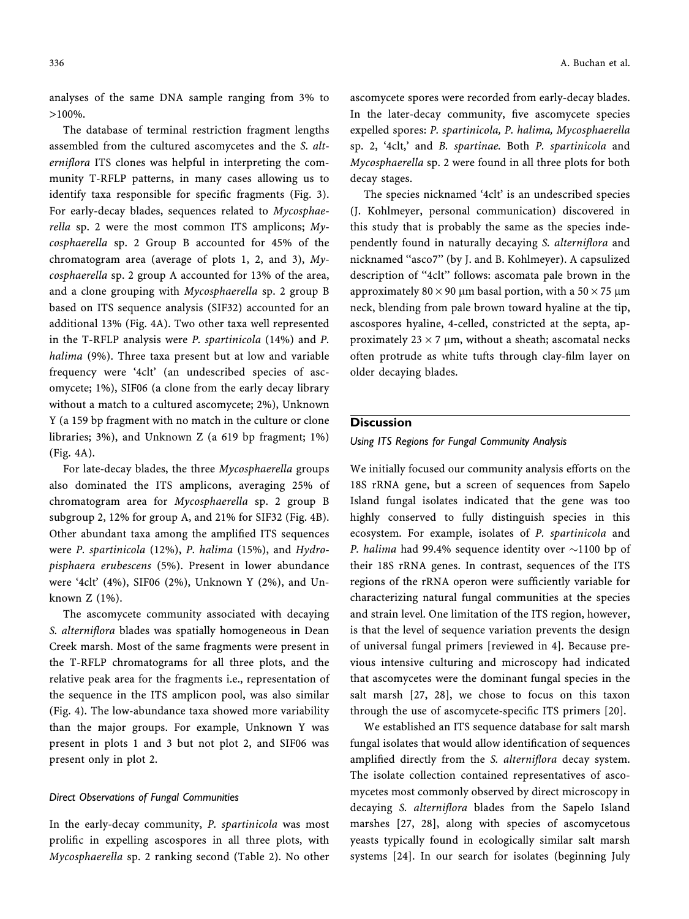analyses of the same DNA sample ranging from 3% to >100%.

The database of terminal restriction fragment lengths assembled from the cultured ascomycetes and the *S. alterniflora* ITS clones was helpful in interpreting the community T-RFLP patterns, in many cases allowing us to identify taxa responsible for specific fragments (Fig. 3). For early-decay blades, sequences related to *Mycosphaerella* sp. 2 were the most common ITS amplicons; *Mycosphaerella* sp. 2 Group B accounted for 45% of the chromatogram area (average of plots 1, 2, and 3), *Mycosphaerella* sp. 2 group A accounted for 13% of the area, and a clone grouping with *Mycosphaerella* sp. 2 group B based on ITS sequence analysis (SIF32) accounted for an additional 13% (Fig. 4A). Two other taxa well represented in the T-RFLP analysis were *P. spartinicola* (14%) and *P. halima* (9%). Three taxa present but at low and variable frequency were '4clt' (an undescribed species of ascomycete; 1%), SIF06 (a clone from the early decay library without a match to a cultured ascomycete; 2%), Unknown Y (a 159 bp fragment with no match in the culture or clone libraries; 3%), and Unknown Z (a 619 bp fragment; 1%) (Fig. 4A).

For late-decay blades, the three *Mycosphaerella* groups also dominated the ITS amplicons, averaging 25% of chromatogram area for *Mycosphaerella* sp. 2 group B subgroup 2, 12% for group A, and 21% for SIF32 (Fig. 4B). Other abundant taxa among the amplified ITS sequences were *P. spartinicola* (12%), *P. halima* (15%), and *Hydropisphaera erubescens* (5%). Present in lower abundance were '4clt' (4%), SIF06 (2%), Unknown Y (2%), and Unknown Z (1%).

The ascomycete community associated with decaying *S. alterniflora* blades was spatially homogeneous in Dean Creek marsh. Most of the same fragments were present in the T-RFLP chromatograms for all three plots, and the relative peak area for the fragments i.e., representation of the sequence in the ITS amplicon pool, was also similar (Fig. 4). The low-abundance taxa showed more variability than the major groups. For example, Unknown Y was present in plots 1 and 3 but not plot 2, and SIF06 was present only in plot 2.

#### *Direct Observations of Fungal Communities*

In the early-decay community, *P. spartinicola* was most prolific in expelling ascospores in all three plots, with *Mycosphaerella* sp. 2 ranking second (Table 2). No other ascomycete spores were recorded from early-decay blades. In the later-decay community, five ascomycete species expelled spores: *P. spartinicola, P. halima, Mycosphaerella* sp. 2, '4clt,' and *B. spartinae*. Both *P. spartinicola* and *Mycosphaerella* sp. 2 were found in all three plots for both decay stages.

The species nicknamed '4clt' is an undescribed species (J. Kohlmeyer, personal communication) discovered in this study that is probably the same as the species independently found in naturally decaying *S. alterniflora* and nicknamed "asco7" (by J. and B. Kohlmeyer). A capsulized description of "4clt" follows: ascomata pale brown in the approximately $80 \times 90$ μm basal portion, with a $50 \times 75$ μm neck, blending from pale brown toward hyaline at the tip, ascospores hyaline, 4-celled, constricted at the septa, approximately $23 \times 7$ μm, without a sheath; ascomatal necks often protrude as white tufts through clay-film layer on older decaying blades.

## Discussion

#### *Using ITS Regions for Fungal Community Analysis*

We initially focused our community analysis efforts on the 18S rRNA gene, but a screen of sequences from Sapelo Island fungal isolates indicated that the gene was too highly conserved to fully distinguish species in this ecosystem. For example, isolates of *P. spartinicola* and *P. halima* had 99.4% sequence identity over ~1100 bp of their 18S rRNA genes. In contrast, sequences of the ITS regions of the rRNA operon were sufficiently variable for characterizing natural fungal communities at the species and strain level. One limitation of the ITS region, however, is that the level of sequence variation prevents the design of universal fungal primers [reviewed in 4]. Because previous intensive culturing and microscopy had indicated that ascomycetes were the dominant fungal species in the salt marsh [27, 28], we chose to focus on this taxon through the use of ascomycete-specific ITS primers [20].

We established an ITS sequence database for salt marsh fungal isolates that would allow identification of sequences amplified directly from the *S. alterniflora* decay system. The isolate collection contained representatives of ascomycetes most commonly observed by direct microscopy in decaying *S. alterniflora* blades from the Sapelo Island marshes [27, 28], along with species of ascomycetous yeasts typically found in ecologically similar salt marsh systems [24]. In our search for isolates (beginning July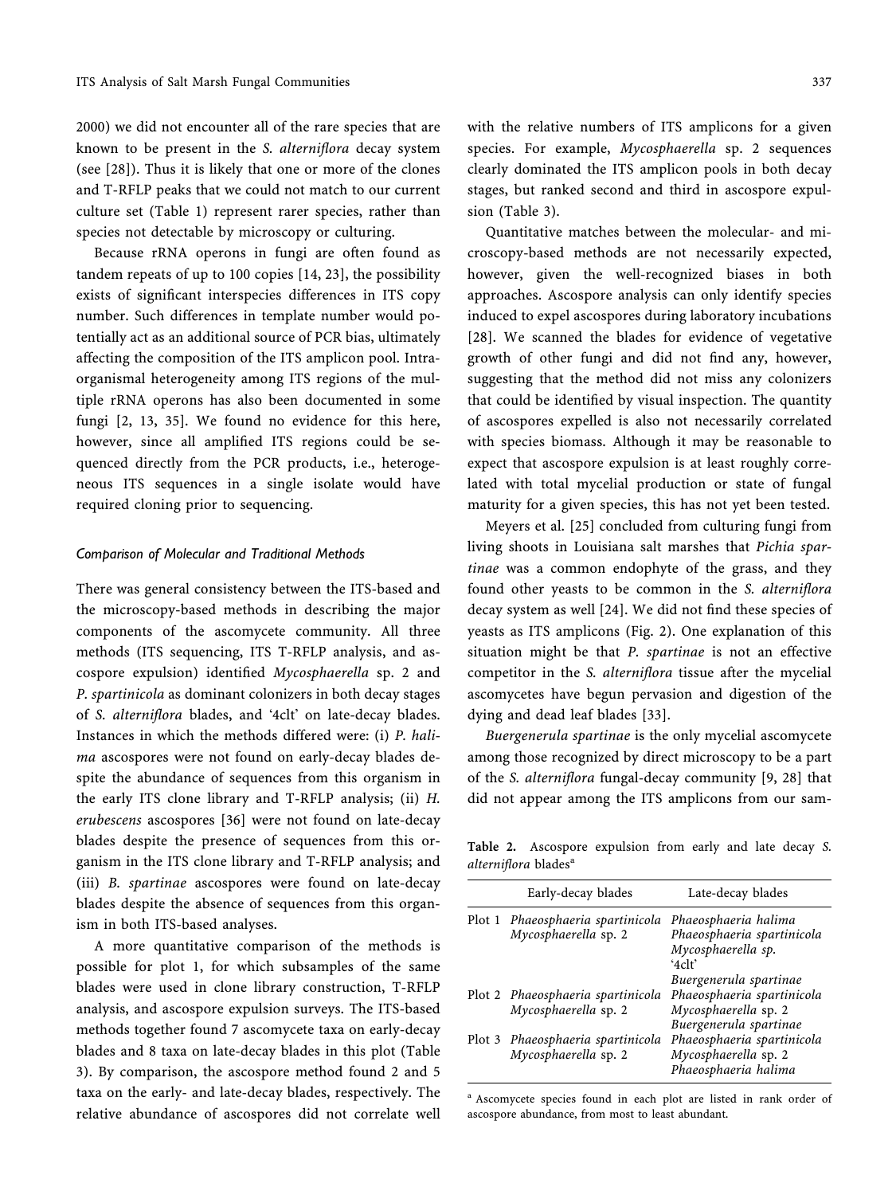2000) we did not encounter all of the rare species that are known to be present in the *S. alterniflora* decay system (see [28]). Thus it is likely that one or more of the clones and T-RFLP peaks that we could not match to our current culture set (Table 1) represent rarer species, rather than species not detectable by microscopy or culturing.

Because rRNA operons in fungi are often found as tandem repeats of up to 100 copies [14, 23], the possibility exists of significant interspecies differences in ITS copy number. Such differences in template number would potentially act as an additional source of PCR bias, ultimately affecting the composition of the ITS amplicon pool. Intraorganismal heterogeneity among ITS regions of the multiple rRNA operons has also been documented in some fungi [2, 13, 35]. We found no evidence for this here, however, since all amplified ITS regions could be sequenced directly from the PCR products, i.e., heterogeneous ITS sequences in a single isolate would have required cloning prior to sequencing.

### *Comparison of Molecular and Traditional Methods*

There was general consistency between the ITS-based and the microscopy-based methods in describing the major components of the ascomycete community. All three methods (ITS sequencing, ITS T-RFLP analysis, and ascospore expulsion) identified *Mycosphaerella* sp. 2 and *P. spartinicola* as dominant colonizers in both decay stages of *S. alterniflora* blades, and '4clt' on late-decay blades. Instances in which the methods differed were: (i) *P. halima* ascospores were not found on early-decay blades despite the abundance of sequences from this organism in the early ITS clone library and T-RFLP analysis; (ii) *H. erubescens* ascospores [36] were not found on late-decay blades despite the presence of sequences from this organism in the ITS clone library and T-RFLP analysis; and (iii) *B. spartinae* ascospores were found on late-decay blades despite the absence of sequences from this organism in both ITS-based analyses.

A more quantitative comparison of the methods is possible for plot 1, for which subsamples of the same blades were used in clone library construction, T-RFLP analysis, and ascospore expulsion surveys. The ITS-based methods together found 7 ascomycete taxa on early-decay blades and 8 taxa on late-decay blades in this plot (Table 3). By comparison, the ascospore method found 2 and 5 taxa on the early- and late-decay blades, respectively. The relative abundance of ascospores did not correlate well with the relative numbers of ITS amplicons for a given species. For example, *Mycosphaerella* sp. 2 sequences clearly dominated the ITS amplicon pools in both decay stages, but ranked second and third in ascospore expulsion (Table 3).

Quantitative matches between the molecular- and microscopy-based methods are not necessarily expected, however, given the well-recognized biases in both approaches. Ascospore analysis can only identify species induced to expel ascospores during laboratory incubations [28]. We scanned the blades for evidence of vegetative growth of other fungi and did not find any, however, suggesting that the method did not miss any colonizers that could be identified by visual inspection. The quantity of ascospores expelled is also not necessarily correlated with species biomass. Although it may be reasonable to expect that ascospore expulsion is at least roughly correlated with total mycelial production or state of fungal maturity for a given species, this has not yet been tested.

Meyers et al. [25] concluded from culturing fungi from living shoots in Louisiana salt marshes that *Pichia spartinae* was a common endophyte of the grass, and they found other yeasts to be common in the *S. alterniflora* decay system as well [24]. We did not find these species of yeasts as ITS amplicons (Fig. 2). One explanation of this situation might be that *P. spartinae* is not an effective competitor in the *S. alterniflora* tissue after the mycelial ascomycetes have begun pervasion and digestion of the dying and dead leaf blades [33].

*Buergenerula spartinae* is the only mycelial ascomycete among those recognized by direct microscopy to be a part of the *S. alterniflora* fungal-decay community [9, 28] that did not appear among the ITS amplicons from our sam-

**Table 2.** Ascospore expulsion from early and late decay *S. alterniflora* blades[a]

| | Early-decay blades | Late-decay blades |
|---|---|---|
| Plot 1 | *Phaeosphaeria spartinicola*<br>*Mycosphaerella* sp. 2 | *Phaeosphaeria halima*<br>*Phaeosphaeria spartinicola*<br>*Mycosphaerella sp.*<br>'4clt'<br>*Buergenerula spartinae* |
| Plot 2 | *Phaeosphaeria spartinicola*<br>*Mycosphaerella* sp. 2 | *Phaeosphaeria spartinicola*<br>*Mycosphaerella* sp. 2<br>*Buergenerula spartinae* |
| Plot 3 | *Phaeosphaeria spartinicola*<br>*Mycosphaerella* sp. 2 | *Phaeosphaeria spartinicola*<br>*Mycosphaerella* sp. 2<br>*Phaeosphaeria halima* |

[a] Ascomycete species found in each plot are listed in rank order of ascospore abundance, from most to least abundant.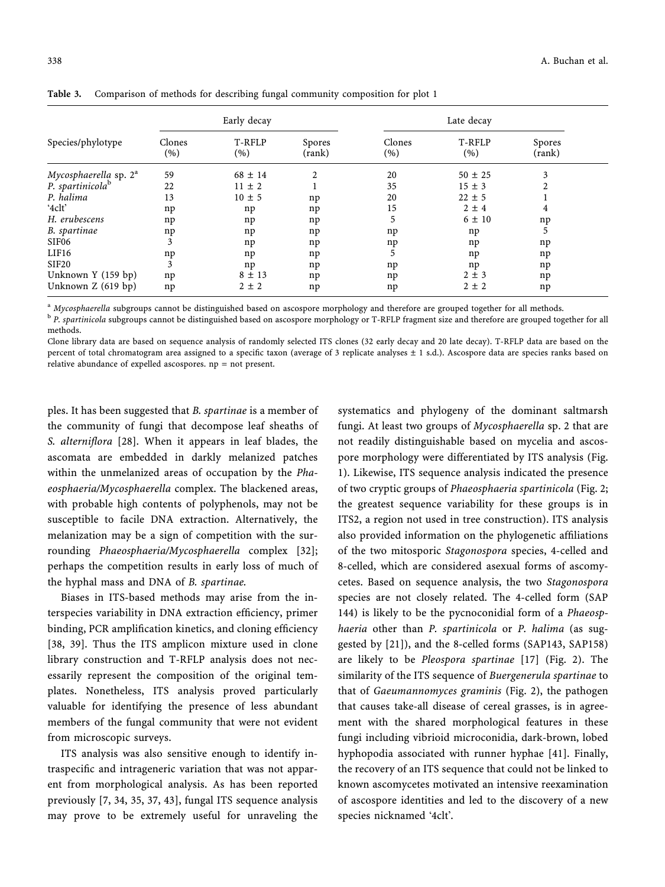**Table 3.** Comparison of methods for describing fungal community composition for plot 1

| Species/phylotype | Early decay | | | Late decay | | |
|---|---|---|---|---|---|---|
| | Clones (%) | T-RFLP (%) | Spores (rank) | Clones (%) | T-RFLP (%) | Spores (rank) |
| *Mycosphaerella* sp. 2[a] | 59 | 68 ± 14 | 2 | 20 | 50 ± 25 | 3 |
| *P. spartinicola*[b] | 22 | 11 ± 2 | 1 | 35 | 15 ± 3 | 2 |
| *P. halima* | 13 | 10 ± 5 | np | 20 | 22 ± 5 | 1 |
| '4clt' | np | np | np | 15 | 2 ± 4 | 4 |
| *H. erubescens* | np | np | np | 5 | 6 ± 10 | np |
| *B. spartinae* | np | np | np | np | np | 5 |
| SIF06 | 3 | np | np | np | np | np |
| LIF16 | np | np | np | 5 | np | np |
| SIF20 | 3 | np | np | np | np | np |
| Unknown Y (159 bp) | np | 8 ± 13 | np | np | 2 ± 3 | np |
| Unknown Z (619 bp) | np | 2 ± 2 | np | np | 2 ± 2 | np |

[a] *Mycosphaerella* subgroups cannot be distinguished based on ascospore morphology and therefore are grouped together for all methods.

[b] *P. spartinicola* subgroups cannot be distinguished based on ascospore morphology or T-RFLP fragment size and therefore are grouped together for all methods.

Clone library data are based on sequence analysis of randomly selected ITS clones (32 early decay and 20 late decay). T-RFLP data are based on the percent of total chromatogram area assigned to a specific taxon (average of 3 replicate analyses ± 1 s.d.). Ascospore data are species ranks based on relative abundance of expelled ascospores. np = not present.

ples. It has been suggested that *B. spartinae* is a member of the community of fungi that decompose leaf sheaths of *S. alterniflora* [28]. When it appears in leaf blades, the ascomata are embedded in darkly melanized patches within the unmelanized areas of occupation by the *Phaeosphaeria/Mycosphaerella* complex. The blackened areas, with probable high contents of polyphenols, may not be susceptible to facile DNA extraction. Alternatively, the melanization may be a sign of competition with the surrounding *Phaeosphaeria/Mycosphaerella* complex [32]; perhaps the competition results in early loss of much of the hyphal mass and DNA of *B. spartinae*.

Biases in ITS-based methods may arise from the interspecies variability in DNA extraction efficiency, primer binding, PCR amplification kinetics, and cloning efficiency [38, 39]. Thus the ITS amplicon mixture used in clone library construction and T-RFLP analysis does not necessarily represent the composition of the original templates. Nonetheless, ITS analysis proved particularly valuable for identifying the presence of less abundant members of the fungal community that were not evident from microscopic surveys.

ITS analysis was also sensitive enough to identify intraspecific and intrageneric variation that was not apparent from morphological analysis. As has been reported previously [7, 34, 35, 37, 43], fungal ITS sequence analysis may prove to be extremely useful for unraveling the systematics and phylogeny of the dominant saltmarsh fungi. At least two groups of *Mycosphaerella* sp. 2 that are not readily distinguishable based on mycelia and ascospore morphology were differentiated by ITS analysis (Fig. 1). Likewise, ITS sequence analysis indicated the presence of two cryptic groups of *Phaeosphaeria spartinicola* (Fig. 2; the greatest sequence variability for these groups is in ITS2, a region not used in tree construction). ITS analysis also provided information on the phylogenetic affiliations of the two mitosporic *Stagonospora* species, 4-celled and 8-celled, which are considered asexual forms of ascomycetes. Based on sequence analysis, the two *Stagonospora* species are not closely related. The 4-celled form (SAP 144) is likely to be the pycnoconidial form of a *Phaeosphaeria* other than *P. spartinicola* or *P. halima* (as suggested by [21]), and the 8-celled forms (SAP143, SAP158) are likely to be *Pleospora spartinae* [17] (Fig. 2). The similarity of the ITS sequence of *Buergenerula spartinae* to that of *Gaeumannomyces graminis* (Fig. 2), the pathogen that causes take-all disease of cereal grasses, is in agreement with the shared morphological features in these fungi including vibrioid microconidia, dark-brown, lobed hyphopodia associated with runner hyphae [41]. Finally, the recovery of an ITS sequence that could not be linked to known ascomycetes motivated an intensive reexamination of ascospore identities and led to the discovery of a new species nicknamed '4clt'.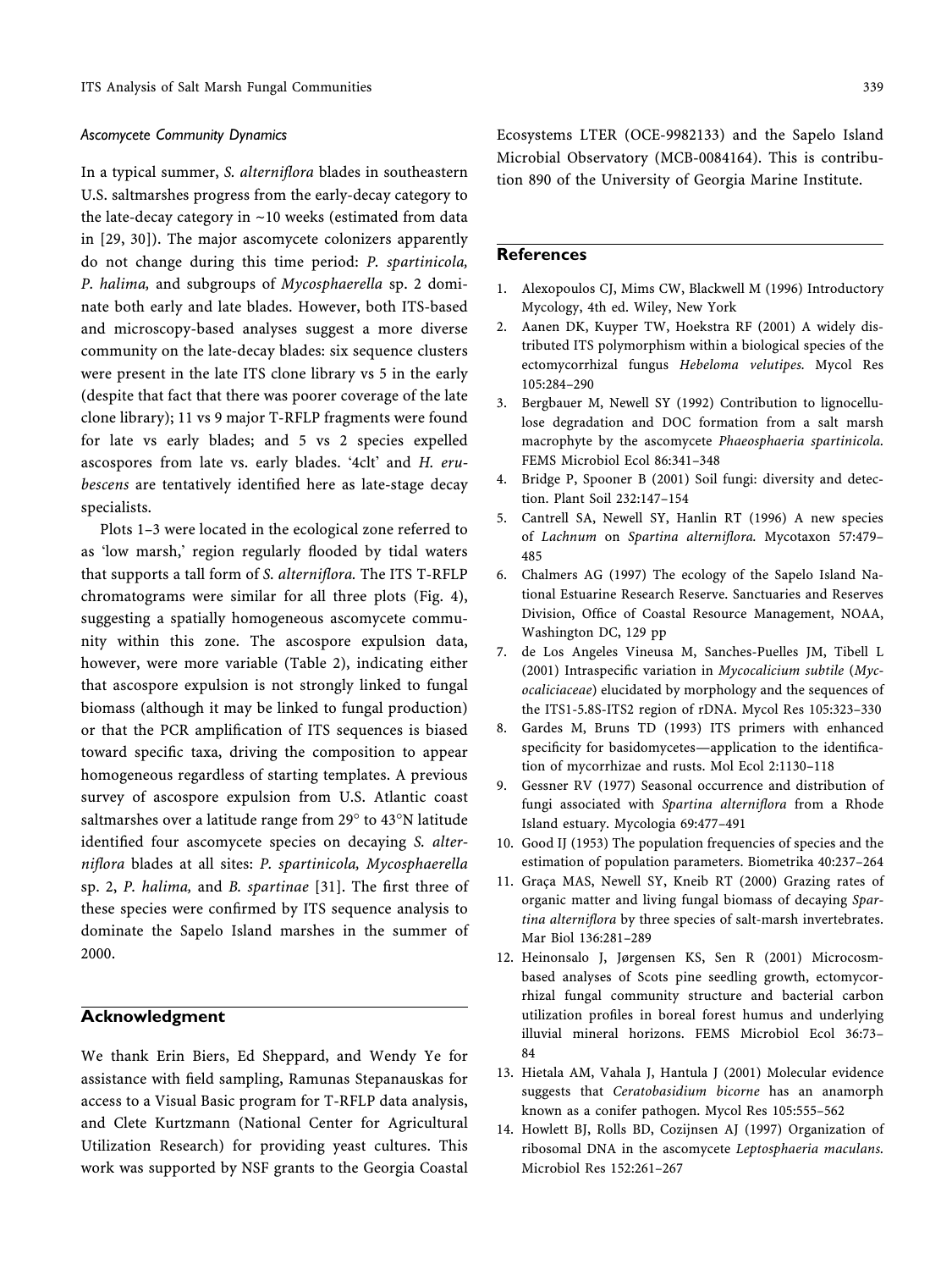### Ascomycete Community Dynamics

In a typical summer, *S. alterniflora* blades in southeastern U.S. saltmarshes progress from the early-decay category to the late-decay category in ~10 weeks (estimated from data in [29, 30]). The major ascomycete colonizers apparently do not change during this time period: *P. spartinicola, P. halima,* and subgroups of *Mycosphaerella* sp. 2 dominate both early and late blades. However, both ITS-based and microscopy-based analyses suggest a more diverse community on the late-decay blades: six sequence clusters were present in the late ITS clone library vs 5 in the early (despite that fact that there was poorer coverage of the late clone library); 11 vs 9 major T-RFLP fragments were found for late vs early blades; and 5 vs 2 species expelled ascospores from late vs. early blades. '4clt' and *H. erubescens* are tentatively identified here as late-stage decay specialists.

Plots 1–3 were located in the ecological zone referred to as 'low marsh,' region regularly flooded by tidal waters that supports a tall form of *S. alterniflora*. The ITS T-RFLP chromatograms were similar for all three plots (Fig. 4), suggesting a spatially homogeneous ascomycete community within this zone. The ascospore expulsion data, however, were more variable (Table 2), indicating either that ascospore expulsion is not strongly linked to fungal biomass (although it may be linked to fungal production) or that the PCR amplification of ITS sequences is biased toward specific taxa, driving the composition to appear homogeneous regardless of starting templates. A previous survey of ascospore expulsion from U.S. Atlantic coast saltmarshes over a latitude range from 29° to 43°N latitude identified four ascomycete species on decaying *S. alterniflora* blades at all sites: *P. spartinicola, Mycosphaerella* sp. 2, *P. halima,* and *B. spartinae* [31]. The first three of these species were confirmed by ITS sequence analysis to dominate the Sapelo Island marshes in the summer of 2000.

## Acknowledgment

We thank Erin Biers, Ed Sheppard, and Wendy Ye for assistance with field sampling, Ramunas Stepanauskas for access to a Visual Basic program for T-RFLP data analysis, and Clete Kurtzmann (National Center for Agricultural Utilization Research) for providing yeast cultures. This work was supported by NSF grants to the Georgia Coastal Ecosystems LTER (OCE-9982133) and the Sapelo Island Microbial Observatory (MCB-0084164). This is contribution 890 of the University of Georgia Marine Institute.

## References

1. Alexopoulos CJ, Mims CW, Blackwell M (1996) Introductory Mycology, 4th ed. Wiley, New York
2. Aanen DK, Kuyper TW, Hoekstra RF (2001) A widely distributed ITS polymorphism within a biological species of the ectomycorrhizal fungus *Hebeloma velutipes.* Mycol Res 105:284–290
3. Bergbauer M, Newell SY (1992) Contribution to lignocellulose degradation and DOC formation from a salt marsh macrophyte by the ascomycete *Phaeosphaeria spartinicola.* FEMS Microbiol Ecol 86:341–348
4. Bridge P, Spooner B (2001) Soil fungi: diversity and detection. Plant Soil 232:147–154
5. Cantrell SA, Newell SY, Hanlin RT (1996) A new species of *Lachnum* on *Spartina alterniflora.* Mycotaxon 57:479–485
6. Chalmers AG (1997) The ecology of the Sapelo Island National Estuarine Research Reserve. Sanctuaries and Reserves Division, Office of Coastal Resource Management, NOAA, Washington DC, 129 pp
7. de Los Angeles Vineusa M, Sanches-Puelles JM, Tibell L (2001) Intraspecific variation in *Mycocalicium subtile* (*Mycocaliciaceae*) elucidated by morphology and the sequences of the ITS1-5.8S-ITS2 region of rDNA. Mycol Res 105:323–330
8. Gardes M, Bruns TD (1993) ITS primers with enhanced specificity for basidomycetes—application to the identification of mycorrhizae and rusts. Mol Ecol 2:1130–118
9. Gessner RV (1977) Seasonal occurrence and distribution of fungi associated with *Spartina alterniflora* from a Rhode Island estuary. Mycologia 69:477–491
10. Good IJ (1953) The population frequencies of species and the estimation of population parameters. Biometrika 40:237–264
11. Graça MAS, Newell SY, Kneib RT (2000) Grazing rates of organic matter and living fungal biomass of decaying *Spartina alterniflora* by three species of salt-marsh invertebrates. Mar Biol 136:281–289
12. Heinonsalo J, Jørgensen KS, Sen R (2001) Microcosm-based analyses of Scots pine seedling growth, ectomycorrhizal fungal community structure and bacterial carbon utilization profiles in boreal forest humus and underlying illuvial mineral horizons. FEMS Microbiol Ecol 36:73–84
13. Hietala AM, Vahala J, Hantula J (2001) Molecular evidence suggests that *Ceratobasidium bicorne* has an anamorph known as a conifer pathogen. Mycol Res 105:555–562
14. Howlett BJ, Rolls BD, Cozijnsen AJ (1997) Organization of ribosomal DNA in the ascomycete *Leptosphaeria maculans.* Microbiol Res 152:261–267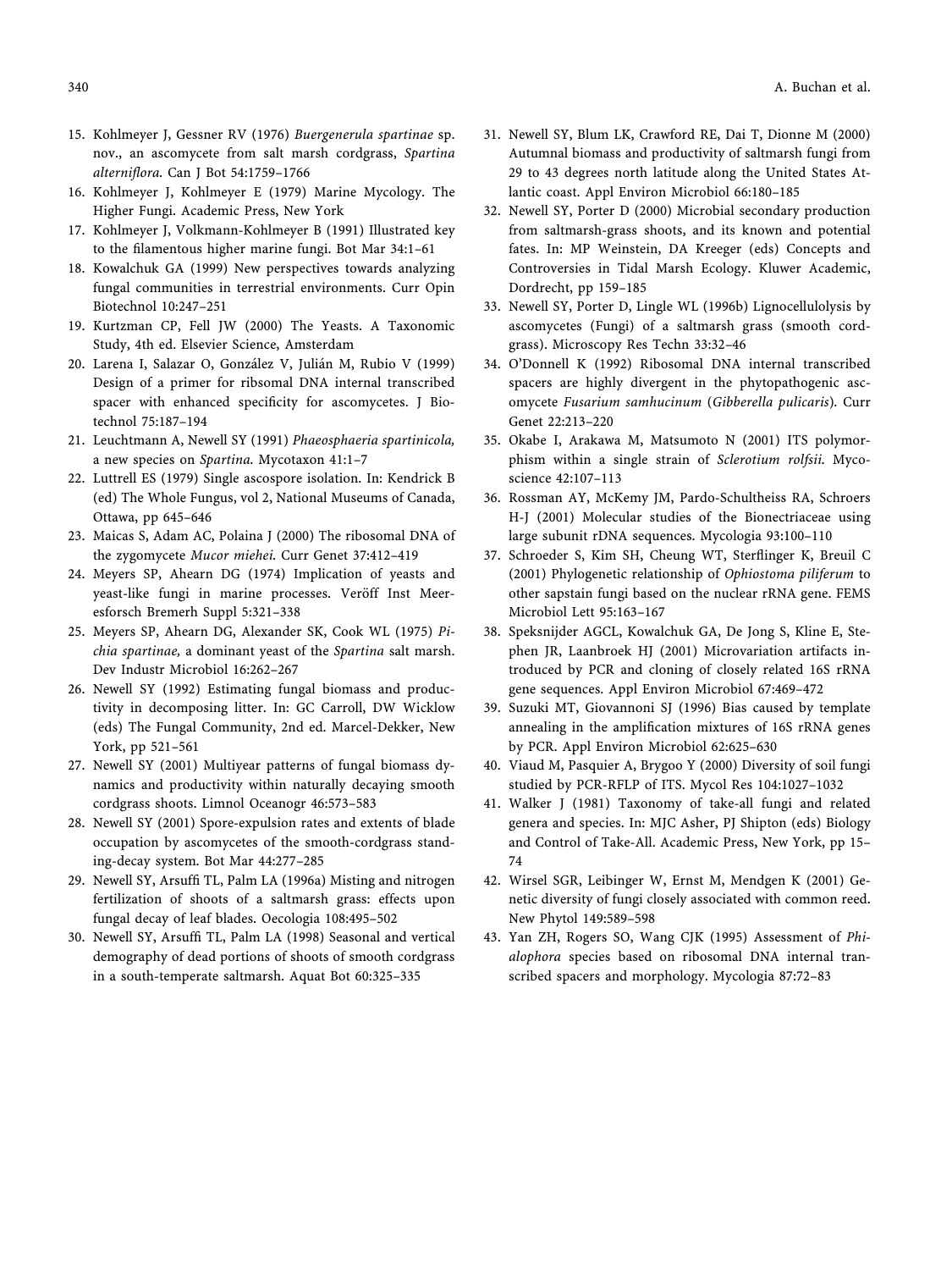15. Kohlmeyer J, Gessner RV (1976) *Buergenerula spartinae* sp. nov., an ascomycete from salt marsh cordgrass, *Spartina alterniflora*. Can J Bot 54:1759–1766
16. Kohlmeyer J, Kohlmeyer E (1979) Marine Mycology. The Higher Fungi. Academic Press, New York
17. Kohlmeyer J, Volkmann-Kohlmeyer B (1991) Illustrated key to the filamentous higher marine fungi. Bot Mar 34:1–61
18. Kowalchuk GA (1999) New perspectives towards analyzing fungal communities in terrestrial environments. Curr Opin Biotechnol 10:247–251
19. Kurtzman CP, Fell JW (2000) The Yeasts. A Taxonomic Study, 4th ed. Elsevier Science, Amsterdam
20. Larena I, Salazar O, González V, Julián M, Rubio V (1999) Design of a primer for ribsomal DNA internal transcribed spacer with enhanced specificity for ascomycetes. J Biotechnol 75:187–194
21. Leuchtmann A, Newell SY (1991) *Phaeosphaeria spartinicola,* a new species on *Spartina.* Mycotaxon 41:1–7
22. Luttrell ES (1979) Single ascospore isolation. In: Kendrick B (ed) The Whole Fungus, vol 2, National Museums of Canada, Ottawa, pp 645–646
23. Maicas S, Adam AC, Polaina J (2000) The ribosomal DNA of the zygomycete *Mucor miehei.* Curr Genet 37:412–419
24. Meyers SP, Ahearn DG (1974) Implication of yeasts and yeast-like fungi in marine processes. Veröff Inst Meeresforsch Bremerh Suppl 5:321–338
25. Meyers SP, Ahearn DG, Alexander SK, Cook WL (1975) *Pichia spartinae,* a dominant yeast of the *Spartina* salt marsh. Dev Industr Microbiol 16:262–267
26. Newell SY (1992) Estimating fungal biomass and productivity in decomposing litter. In: GC Carroll, DW Wicklow (eds) The Fungal Community, 2nd ed. Marcel-Dekker, New York, pp 521–561
27. Newell SY (2001) Multiyear patterns of fungal biomass dynamics and productivity within naturally decaying smooth cordgrass shoots. Limnol Oceanogr 46:573–583
28. Newell SY (2001) Spore-expulsion rates and extents of blade occupation by ascomycetes of the smooth-cordgrass standing-decay system. Bot Mar 44:277–285
29. Newell SY, Arsuffi TL, Palm LA (1996a) Misting and nitrogen fertilization of shoots of a saltmarsh grass: effects upon fungal decay of leaf blades. Oecologia 108:495–502
30. Newell SY, Arsuffi TL, Palm LA (1998) Seasonal and vertical demography of dead portions of shoots of smooth cordgrass in a south-temperate saltmarsh. Aquat Bot 60:325–335
31. Newell SY, Blum LK, Crawford RE, Dai T, Dionne M (2000) Autumnal biomass and productivity of saltmarsh fungi from 29 to 43 degrees north latitude along the United States Atlantic coast. Appl Environ Microbiol 66:180–185
32. Newell SY, Porter D (2000) Microbial secondary production from saltmarsh-grass shoots, and its known and potential fates. In: MP Weinstein, DA Kreeger (eds) Concepts and Controversies in Tidal Marsh Ecology. Kluwer Academic, Dordrecht, pp 159–185
33. Newell SY, Porter D, Lingle WL (1996b) Lignocellulolysis by ascomycetes (Fungi) of a saltmarsh grass (smooth cordgrass). Microscopy Res Techn 33:32–46
34. O'Donnell K (1992) Ribosomal DNA internal transcribed spacers are highly divergent in the phytopathogenic ascomycete *Fusarium samhucinum* (*Gibberella pulicaris*). Curr Genet 22:213–220
35. Okabe I, Arakawa M, Matsumoto N (2001) ITS polymorphism within a single strain of *Sclerotium rolfsii.* Mycoscience 42:107–113
36. Rossman AY, McKemy JM, Pardo-Schultheiss RA, Schroers H-J (2001) Molecular studies of the Bionectriaceae using large subunit rDNA sequences. Mycologia 93:100–110
37. Schroeder S, Kim SH, Cheung WT, Sterflinger K, Breuil C (2001) Phylogenetic relationship of *Ophiostoma piliferum* to other sapstain fungi based on the nuclear rRNA gene. FEMS Microbiol Lett 95:163–167
38. Speksnijder AGCL, Kowalchuk GA, De Jong S, Kline E, Stephen JR, Laanbroek HJ (2001) Microvariation artifacts introduced by PCR and cloning of closely related 16S rRNA gene sequences. Appl Environ Microbiol 67:469–472
39. Suzuki MT, Giovannoni SJ (1996) Bias caused by template annealing in the amplification mixtures of 16S rRNA genes by PCR. Appl Environ Microbiol 62:625–630
40. Viaud M, Pasquier A, Brygoo Y (2000) Diversity of soil fungi studied by PCR-RFLP of ITS. Mycol Res 104:1027–1032
41. Walker J (1981) Taxonomy of take-all fungi and related genera and species. In: MJC Asher, PJ Shipton (eds) Biology and Control of Take-All. Academic Press, New York, pp 15–74
42. Wirsel SGR, Leibinger W, Ernst M, Mendgen K (2001) Genetic diversity of fungi closely associated with common reed. New Phytol 149:589–598
43. Yan ZH, Rogers SO, Wang CJK (1995) Assessment of *Phialophora* species based on ribosomal DNA internal transcribed spacers and morphology. Mycologia 87:72–83